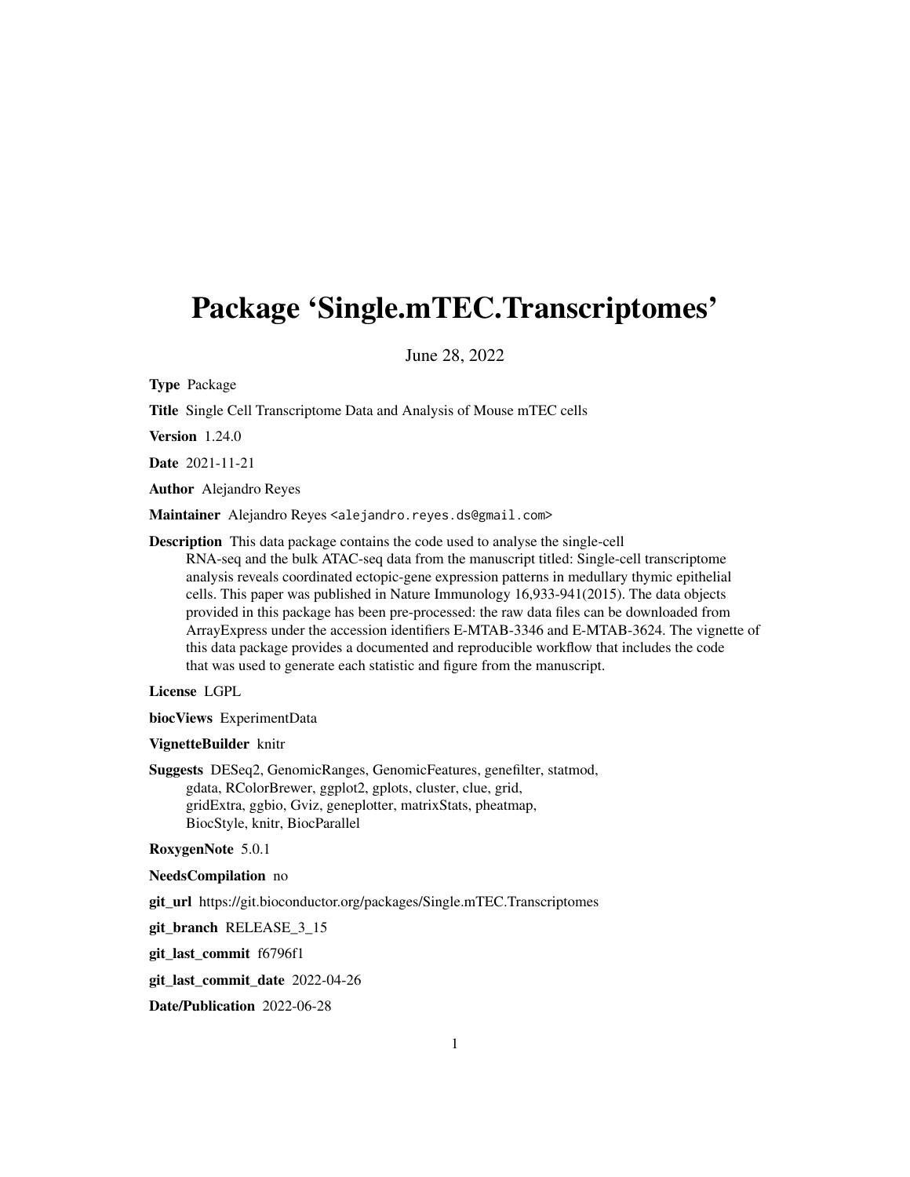# Package 'Single.mTEC.Transcriptomes'

June 28, 2022

**Type** Package

**Title** Single Cell Transcriptome Data and Analysis of Mouse mTEC cells

**Version** 1.24.0

**Date** 2021-11-21

**Author** Alejandro Reyes

**Maintainer** Alejandro Reyes <alejandro.reyes.ds@gmail.com>

**Description** This data package contains the code used to analyse the single-cell RNA-seq and the bulk ATAC-seq data from the manuscript titled: Single-cell transcriptome analysis reveals coordinated ectopic-gene expression patterns in medullary thymic epithelial cells. This paper was published in Nature Immunology 16,933-941(2015). The data objects provided in this package has been pre-processed: the raw data files can be downloaded from ArrayExpress under the accession identifiers E-MTAB-3346 and E-MTAB-3624. The vignette of this data package provides a documented and reproducible workflow that includes the code that was used to generate each statistic and figure from the manuscript.

**License** LGPL

**biocViews** ExperimentData

**VignetteBuilder** knitr

**Suggests** DESeq2, GenomicRanges, GenomicFeatures, genefilter, statmod, gdata, RColorBrewer, ggplot2, gplots, cluster, clue, grid, gridExtra, ggbio, Gviz, geneplotter, matrixStats, pheatmap, BiocStyle, knitr, BiocParallel

**RoxygenNote** 5.0.1

**NeedsCompilation** no

**git_url** https://git.bioconductor.org/packages/Single.mTEC.Transcriptomes

**git_branch** RELEASE_3_15

**git_last_commit** f6796f1

**git_last_commit_date** 2022-04-26

**Date/Publication** 2022-06-28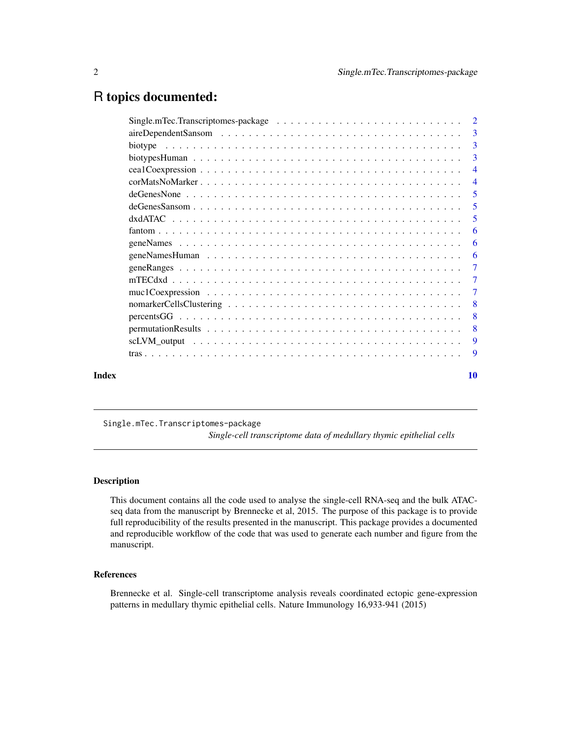# R topics documented:

| | |
|---|---|
| Single.mTec.Transcriptomes-package | 2 |
| aireDependentSansom | 3 |
| biotype | 3 |
| biotypesHuman | 3 |
| cea1Coexpression | 4 |
| corMatsNoMarker | 4 |
| deGenesNone | 5 |
| deGenesSansom | 5 |
| dxdATAC | 5 |
| fantom | 6 |
| geneNames | 6 |
| geneNamesHuman | 6 |
| geneRanges | 7 |
| mTECdxd | 7 |
| muc1Coexpression | 7 |
| nomarkerCellsClustering | 8 |
| percentsGG | 8 |
| permutationResults | 8 |
| scLVM_output | 9 |
| tras | 9 |

**Index** 10

---

`Single.mTec.Transcriptomes-package`
*Single-cell transcriptome data of medullary thymic epithelial cells*

---

## Description

This document contains all the code used to analyse the single-cell RNA-seq and the bulk ATAC-seq data from the manuscript by Brennecke et al, 2015. The purpose of this package is to provide full reproducibility of the results presented in the manuscript. This package provides a documented and reproducible workflow of the code that was used to generate each number and figure from the manuscript.

## References

Brennecke et al. Single-cell transcriptome analysis reveals coordinated ectopic gene-expression patterns in medullary thymic epithelial cells. Nature Immunology 16,933-941 (2015)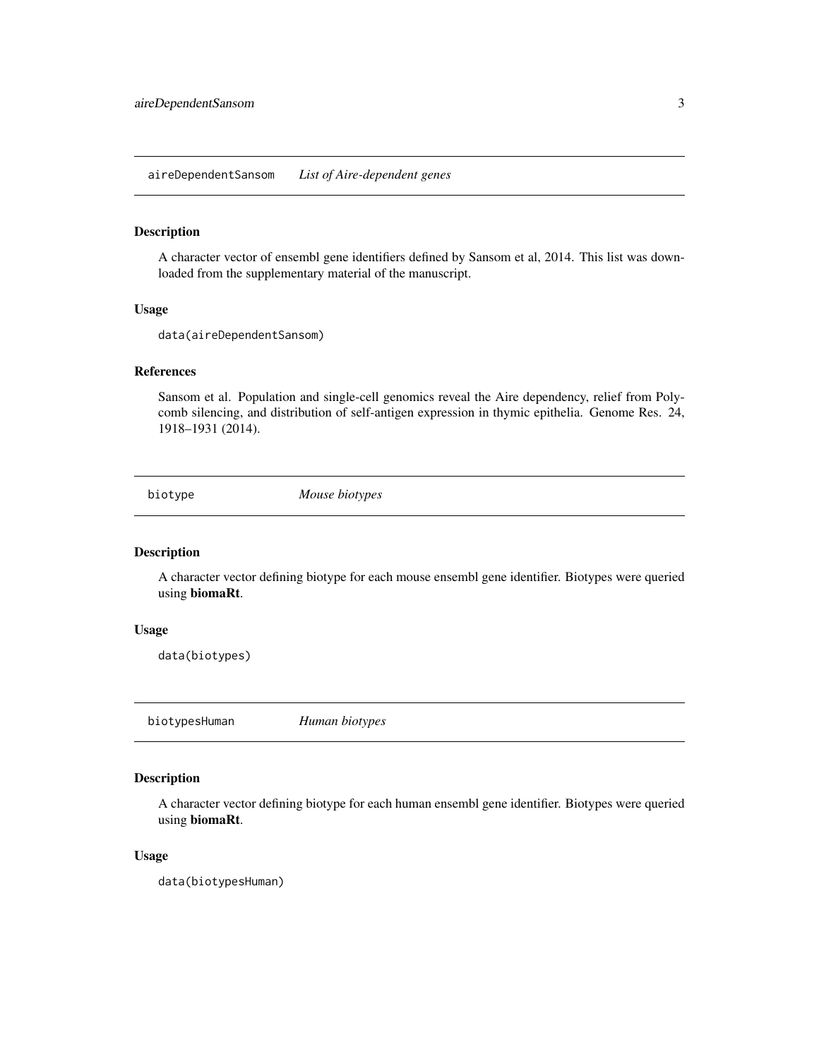## aireDependentSansom — *List of Aire-dependent genes*

### Description

A character vector of ensembl gene identifiers defined by Sansom et al, 2014. This list was downloaded from the supplementary material of the manuscript.

### Usage

```
data(aireDependentSansom)
```

### References

Sansom et al. Population and single-cell genomics reveal the Aire dependency, relief from Polycomb silencing, and distribution of self-antigen expression in thymic epithelia. Genome Res. 24, 1918–1931 (2014).

## biotype — *Mouse biotypes*

### Description

A character vector defining biotype for each mouse ensembl gene identifier. Biotypes were queried using **biomaRt**.

### Usage

```
data(biotypes)
```

## biotypesHuman — *Human biotypes*

### Description

A character vector defining biotype for each human ensembl gene identifier. Biotypes were queried using **biomaRt**.

### Usage

```
data(biotypesHuman)
```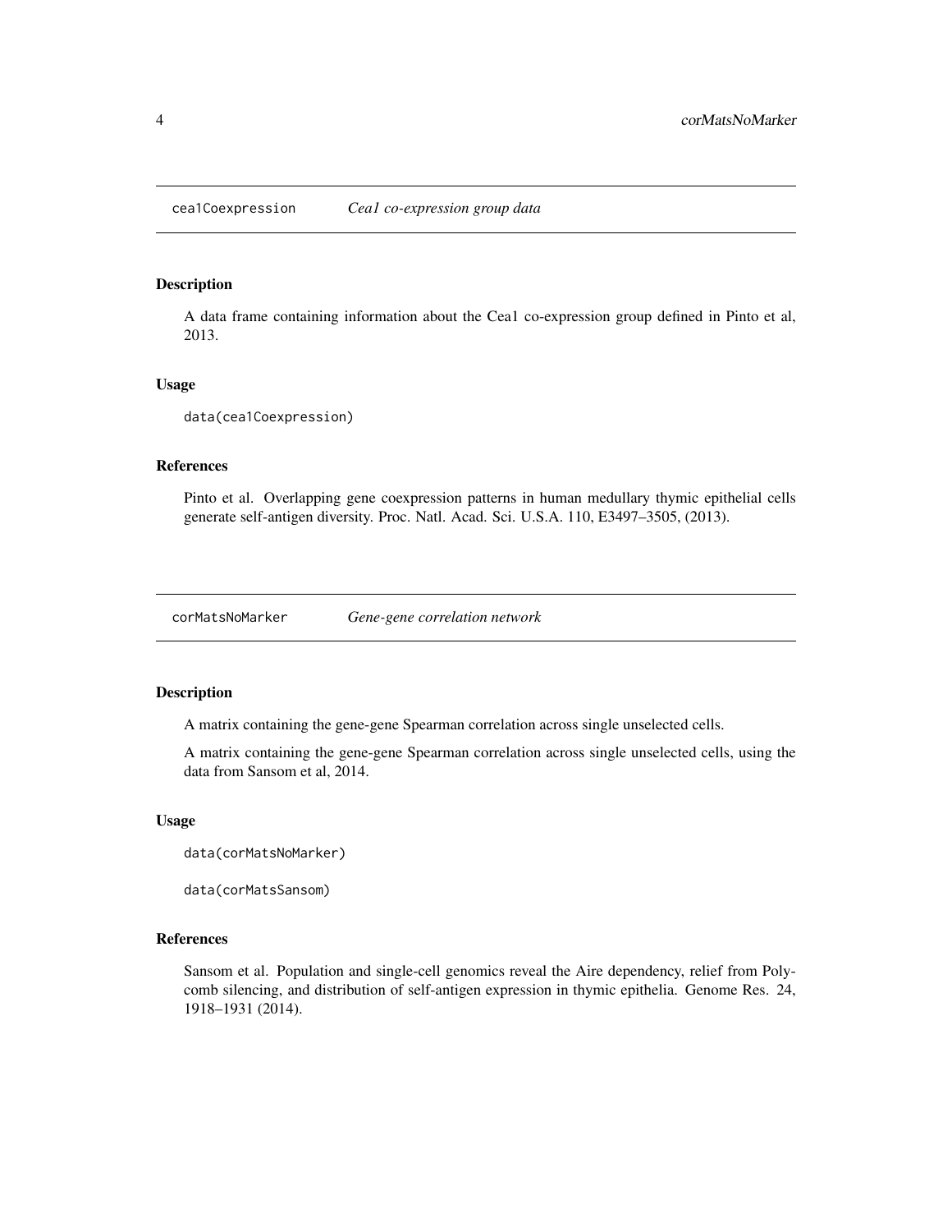## cea1Coexpression *Cea1 co-expression group data*

### Description

A data frame containing information about the Cea1 co-expression group defined in Pinto et al, 2013.

### Usage

```
data(cea1Coexpression)
```

### References

Pinto et al. Overlapping gene coexpression patterns in human medullary thymic epithelial cells generate self-antigen diversity. Proc. Natl. Acad. Sci. U.S.A. 110, E3497–3505, (2013).

## corMatsNoMarker *Gene-gene correlation network*

### Description

A matrix containing the gene-gene Spearman correlation across single unselected cells.

A matrix containing the gene-gene Spearman correlation across single unselected cells, using the data from Sansom et al, 2014.

### Usage

```
data(corMatsNoMarker)

data(corMatsSansom)
```

### References

Sansom et al. Population and single-cell genomics reveal the Aire dependency, relief from Polycomb silencing, and distribution of self-antigen expression in thymic epithelia. Genome Res. 24, 1918–1931 (2014).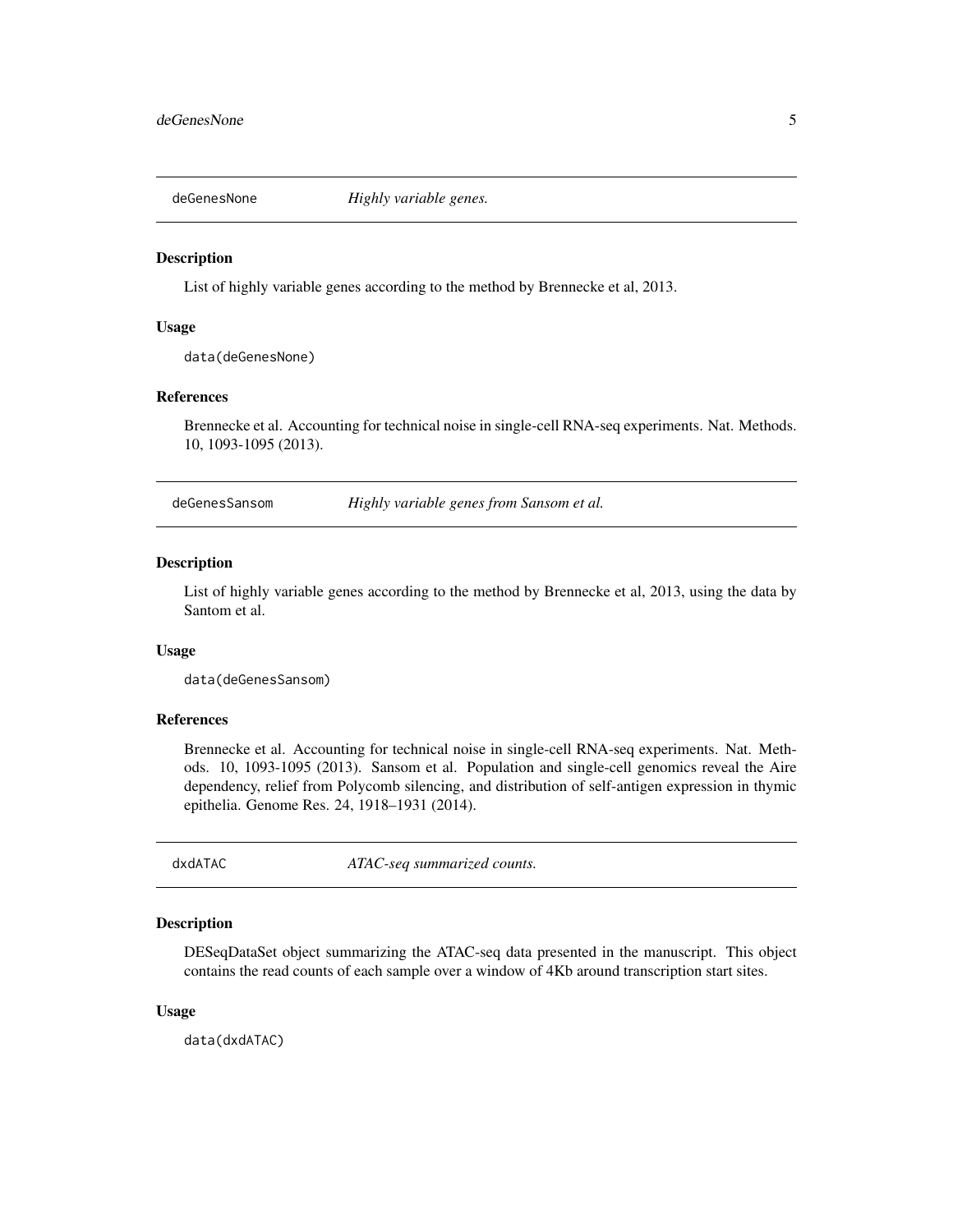## deGenesNone *Highly variable genes.*

### Description

List of highly variable genes according to the method by Brennecke et al, 2013.

### Usage

```
data(deGenesNone)
```

### References

Brennecke et al. Accounting for technical noise in single-cell RNA-seq experiments. Nat. Methods. 10, 1093-1095 (2013).

## deGenesSansom *Highly variable genes from Sansom et al.*

### Description

List of highly variable genes according to the method by Brennecke et al, 2013, using the data by Santom et al.

### Usage

```
data(deGenesSansom)
```

### References

Brennecke et al. Accounting for technical noise in single-cell RNA-seq experiments. Nat. Methods. 10, 1093-1095 (2013). Sansom et al. Population and single-cell genomics reveal the Aire dependency, relief from Polycomb silencing, and distribution of self-antigen expression in thymic epithelia. Genome Res. 24, 1918–1931 (2014).

## dxdATAC *ATAC-seq summarized counts.*

### Description

DESeqDataSet object summarizing the ATAC-seq data presented in the manuscript. This object contains the read counts of each sample over a window of 4Kb around transcription start sites.

### Usage

```
data(dxdATAC)
```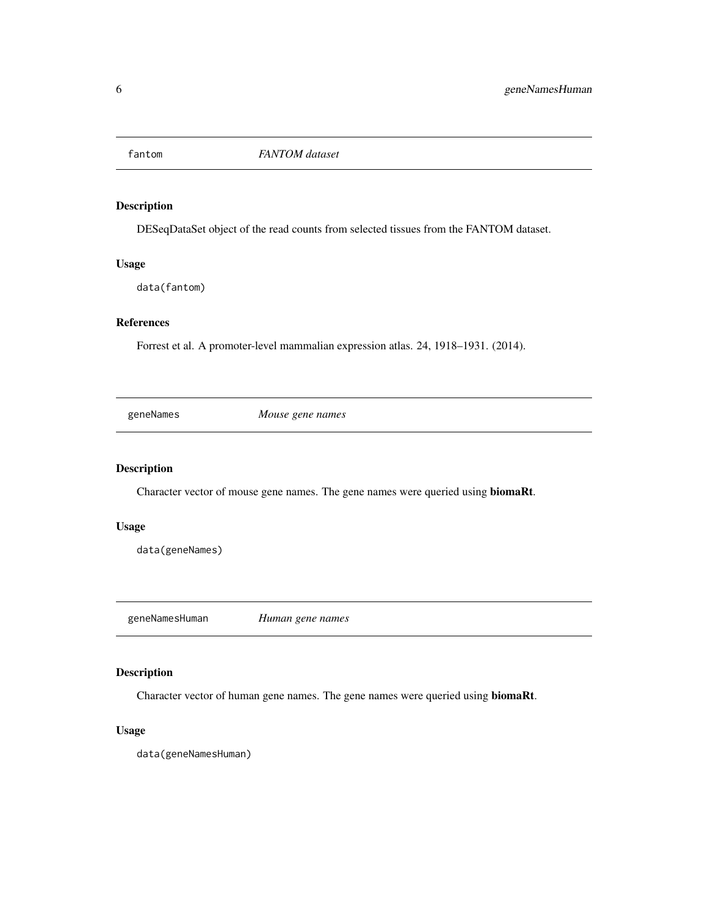## fantom — *FANTOM dataset*

### Description

DESeqDataSet object of the read counts from selected tissues from the FANTOM dataset.

### Usage

```
data(fantom)
```

### References

Forrest et al. A promoter-level mammalian expression atlas. 24, 1918–1931. (2014).

## geneNames — *Mouse gene names*

### Description

Character vector of mouse gene names. The gene names were queried using **biomaRt**.

### Usage

```
data(geneNames)
```

## geneNamesHuman — *Human gene names*

### Description

Character vector of human gene names. The gene names were queried using **biomaRt**.

### Usage

```
data(geneNamesHuman)
```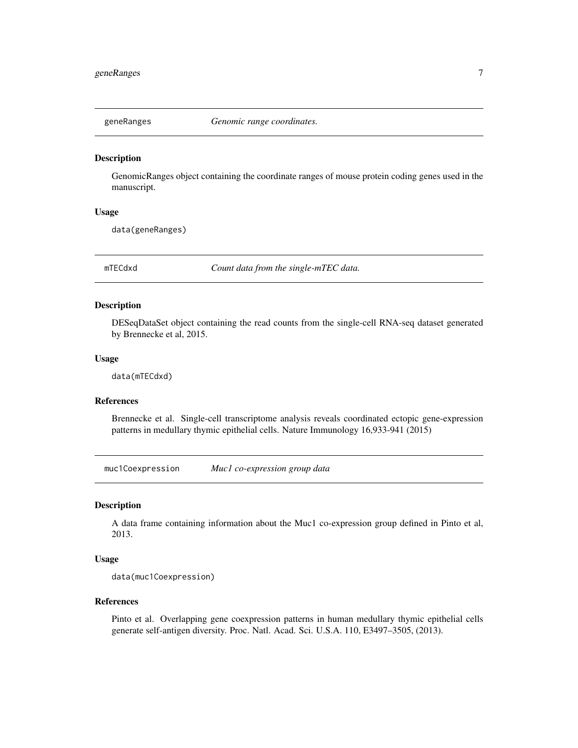## geneRanges — *Genomic range coordinates.*

### Description

GenomicRanges object containing the coordinate ranges of mouse protein coding genes used in the manuscript.

### Usage

```
data(geneRanges)
```

## mTECdxd — *Count data from the single-mTEC data.*

### Description

DESeqDataSet object containing the read counts from the single-cell RNA-seq dataset generated by Brennecke et al, 2015.

### Usage

```
data(mTECdxd)
```

### References

Brennecke et al. Single-cell transcriptome analysis reveals coordinated ectopic gene-expression patterns in medullary thymic epithelial cells. Nature Immunology 16,933-941 (2015)

## muc1Coexpression — *Muc1 co-expression group data*

### Description

A data frame containing information about the Muc1 co-expression group defined in Pinto et al, 2013.

### Usage

```
data(muc1Coexpression)
```

### References

Pinto et al. Overlapping gene coexpression patterns in human medullary thymic epithelial cells generate self-antigen diversity. Proc. Natl. Acad. Sci. U.S.A. 110, E3497–3505, (2013).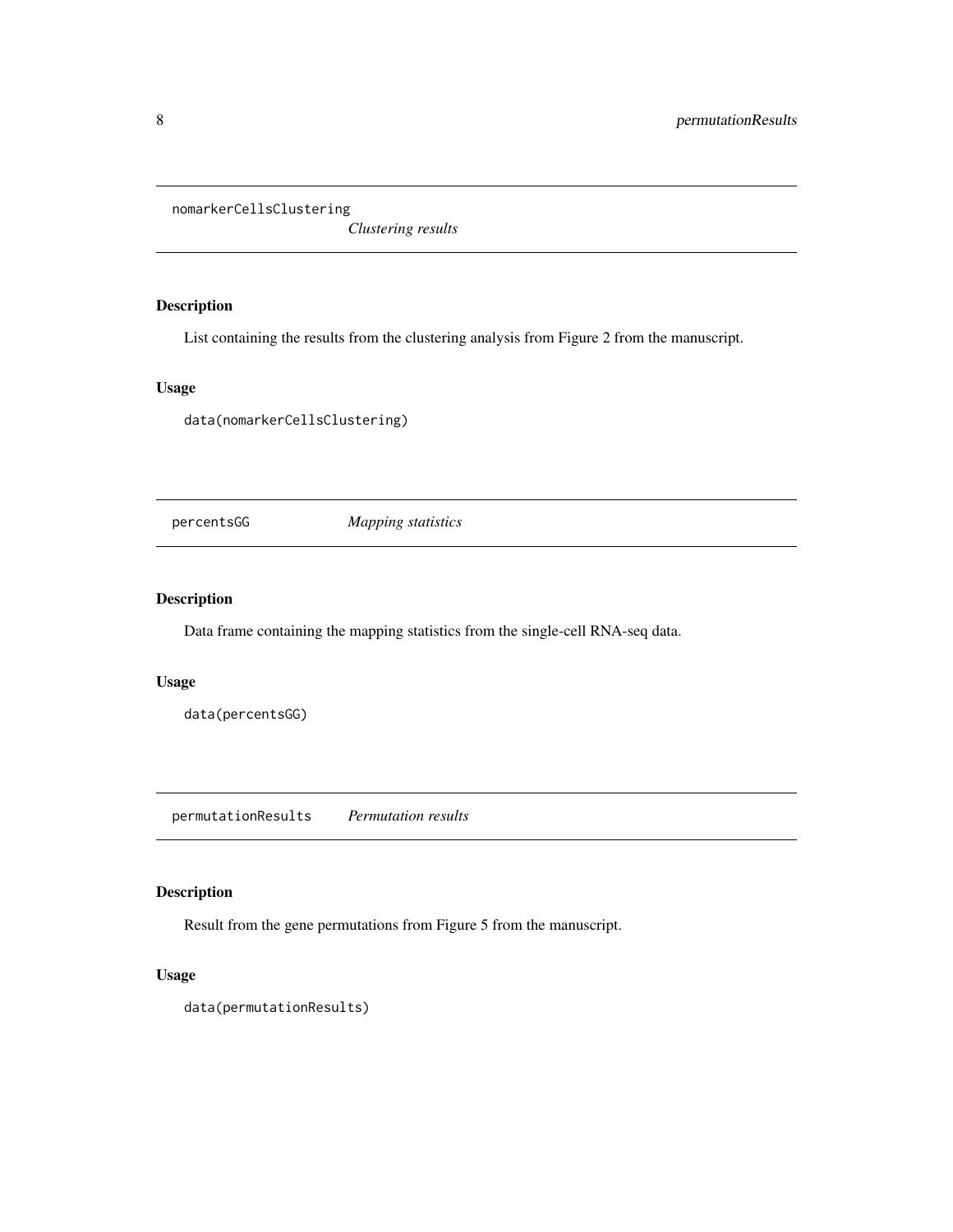## nomarkerCellsClustering    *Clustering results*

### Description

List containing the results from the clustering analysis from Figure 2 from the manuscript.

### Usage

```
data(nomarkerCellsClustering)
```

## percentsGG    *Mapping statistics*

### Description

Data frame containing the mapping statistics from the single-cell RNA-seq data.

### Usage

```
data(percentsGG)
```

## permutationResults    *Permutation results*

### Description

Result from the gene permutations from Figure 5 from the manuscript.

### Usage

```
data(permutationResults)
```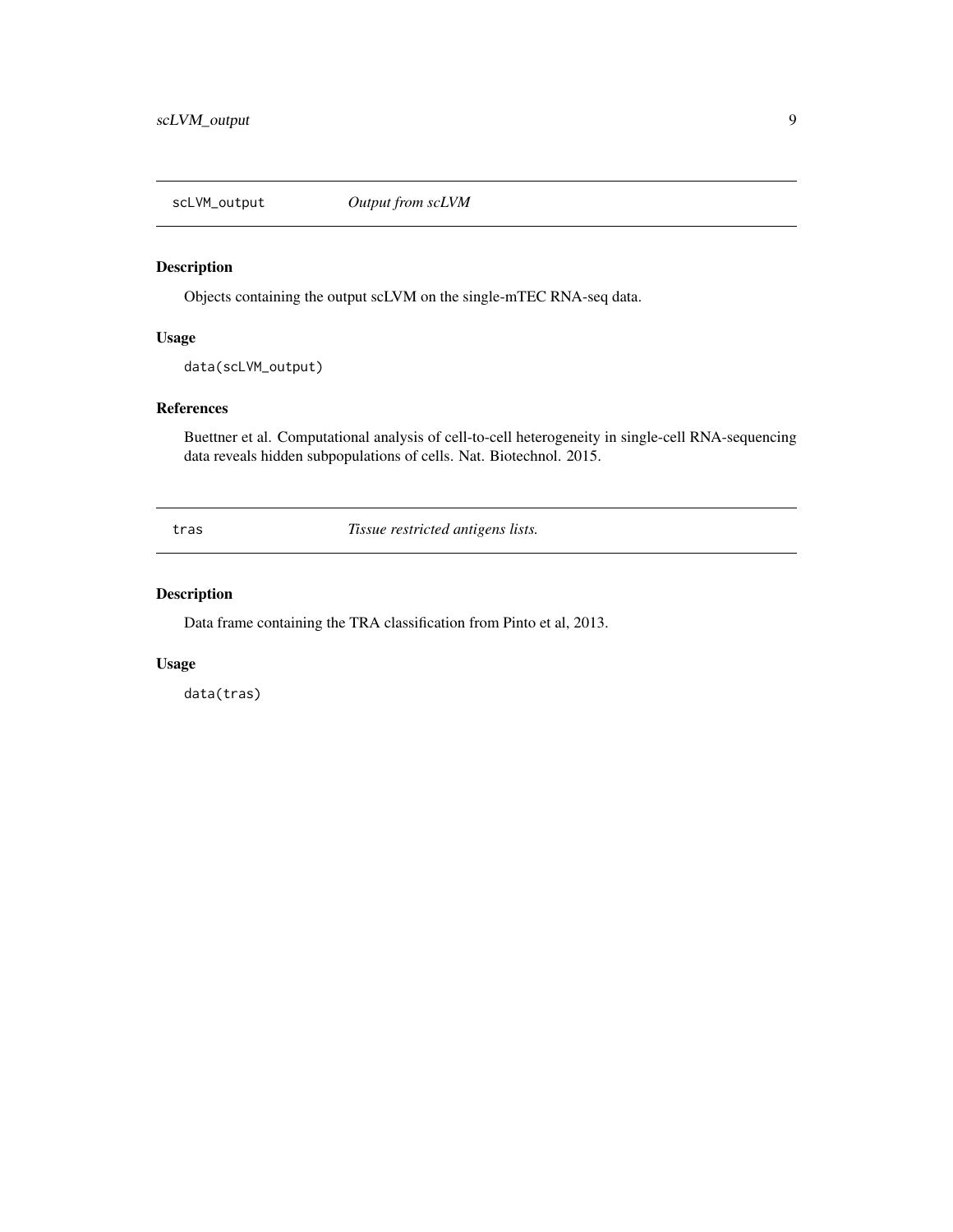## scLVM_output — *Output from scLVM*

### Description

Objects containing the output scLVM on the single-mTEC RNA-seq data.

### Usage

```
data(scLVM_output)
```

### References

Buettner et al. Computational analysis of cell-to-cell heterogeneity in single-cell RNA-sequencing data reveals hidden subpopulations of cells. Nat. Biotechnol. 2015.

## tras — *Tissue restricted antigens lists.*

### Description

Data frame containing the TRA classification from Pinto et al, 2013.

### Usage

```
data(tras)
```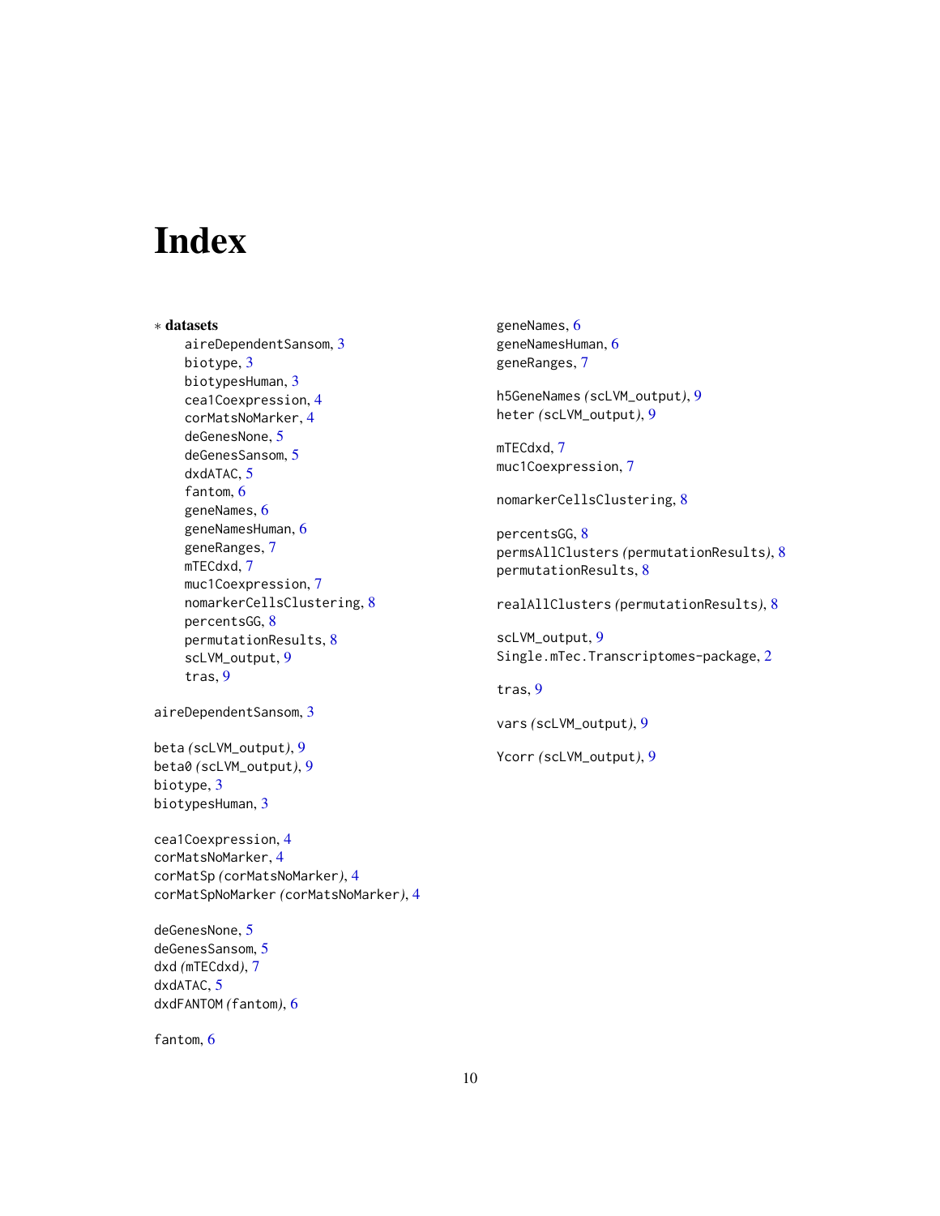# Index

∗ **datasets**

aireDependentSansom, 3
biotype, 3
biotypesHuman, 3
cea1Coexpression, 4
corMatsNoMarker, 4
deGenesNone, 5
deGenesSansom, 5
dxdATAC, 5
fantom, 6
geneNames, 6
geneNamesHuman, 6
geneRanges, 7
mTECdxd, 7
muc1Coexpression, 7
nomarkerCellsClustering, 8
percentsGG, 8
permutationResults, 8
scLVM_output, 9
tras, 9

aireDependentSansom, 3

beta *(scLVM_output)*, 9
beta0 *(scLVM_output)*, 9
biotype, 3
biotypesHuman, 3

cea1Coexpression, 4
corMatsNoMarker, 4
corMatSp *(corMatsNoMarker)*, 4
corMatSpNoMarker *(corMatsNoMarker)*, 4

deGenesNone, 5
deGenesSansom, 5
dxd *(mTECdxd)*, 7
dxdATAC, 5
dxdFANTOM *(fantom)*, 6

fantom, 6

geneNames, 6
geneNamesHuman, 6
geneRanges, 7

h5GeneNames *(scLVM_output)*, 9
heter *(scLVM_output)*, 9

mTECdxd, 7
muc1Coexpression, 7

nomarkerCellsClustering, 8

percentsGG, 8
permsAllClusters *(permutationResults)*, 8
permutationResults, 8

realAllClusters *(permutationResults)*, 8

scLVM_output, 9
Single.mTec.Transcriptomes-package, 2

tras, 9

vars *(scLVM_output)*, 9

Ycorr *(scLVM_output)*, 9